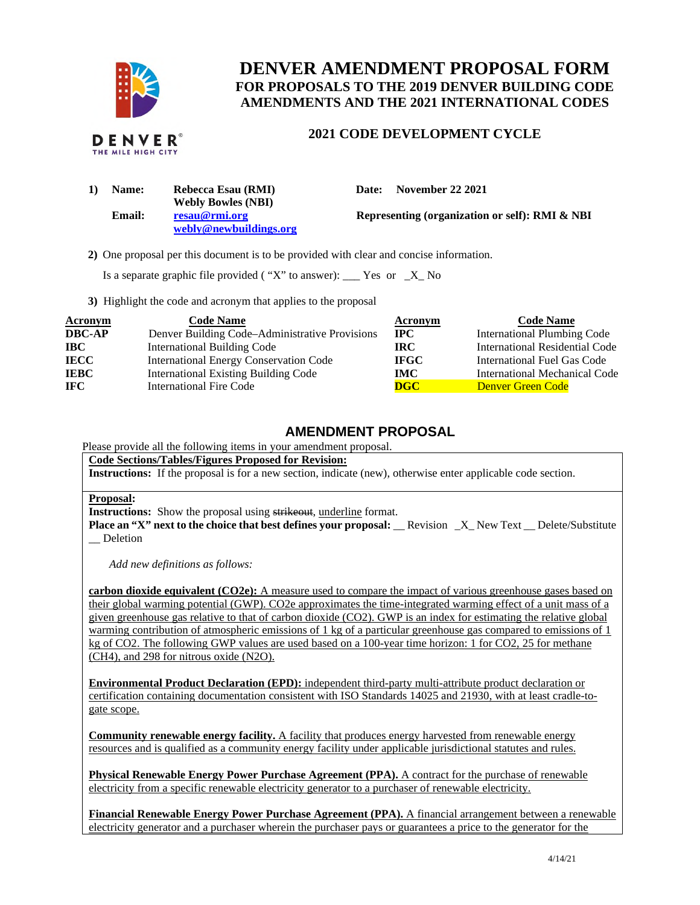# DENVER AMENDMENT PROPOSAL FORM

## FOR PROPOSALS TO THE 2019 DENVER BUILDING CODE AMENDMENTS AND THE 2021 INTERNATIONAL CODES

### 2021 CODE DEVELOPMENT CYCLE

DENVER THE MILE HIGH CITY

**1) Name:** **Rebecca Esau (RMI)**
**Webly Bowles (NBI)**

**Date:** **November 22 2021**

**Email:** **resau@rmi.org**
**webly@newbuildings.org**

**Representing (organization or self): RMI & NBI**

**2)** One proposal per this document is to be provided with clear and concise information.

Is a separate graphic file provided ( "X" to answer): ___ Yes or _X_ No

**3)** Highlight the code and acronym that applies to the proposal

| Acronym | Code Name | Acronym | Code Name |
|---|---|---|---|
| **DBC-AP** | Denver Building Code–Administrative Provisions | **IPC** | International Plumbing Code |
| **IBC** | International Building Code | **IRC** | International Residential Code |
| **IECC** | International Energy Conservation Code | **IFGC** | International Fuel Gas Code |
| **IEBC** | International Existing Building Code | **IMC** | International Mechanical Code |
| **IFC** | International Fire Code | **DGC** | Denver Green Code |

## AMENDMENT PROPOSAL

Please provide all the following items in your amendment proposal.

**Code Sections/Tables/Figures Proposed for Revision:**

**Instructions:** If the proposal is for a new section, indicate (new), otherwise enter applicable code section.

**Proposal:**

**Instructions:** Show the proposal using ~~strikeout~~, <u>underline</u> format.

**Place an "X" next to the choice that best defines your proposal:** __ Revision _X_ New Text __ Delete/Substitute __ Deletion

*Add new definitions as follows:*

<u>**carbon dioxide equivalent (CO2e):** A measure used to compare the impact of various greenhouse gases based on their global warming potential (GWP). CO2e approximates the time-integrated warming effect of a unit mass of a given greenhouse gas relative to that of carbon dioxide (CO2). GWP is an index for estimating the relative global warming contribution of atmospheric emissions of 1 kg of a particular greenhouse gas compared to emissions of 1 kg of CO2. The following GWP values are used based on a 100-year time horizon: 1 for CO2, 25 for methane (CH4), and 298 for nitrous oxide (N2O).</u>

<u>**Environmental Product Declaration (EPD):** independent third-party multi-attribute product declaration or certification containing documentation consistent with ISO Standards 14025 and 21930, with at least cradle-to-gate scope.</u>

<u>**Community renewable energy facility.** A facility that produces energy harvested from renewable energy resources and is qualified as a community energy facility under applicable jurisdictional statutes and rules.</u>

<u>**Physical Renewable Energy Power Purchase Agreement (PPA).** A contract for the purchase of renewable electricity from a specific renewable electricity generator to a purchaser of renewable electricity.</u>

<u>**Financial Renewable Energy Power Purchase Agreement (PPA).** A financial arrangement between a renewable electricity generator and a purchaser wherein the purchaser pays or guarantees a price to the generator for the</u>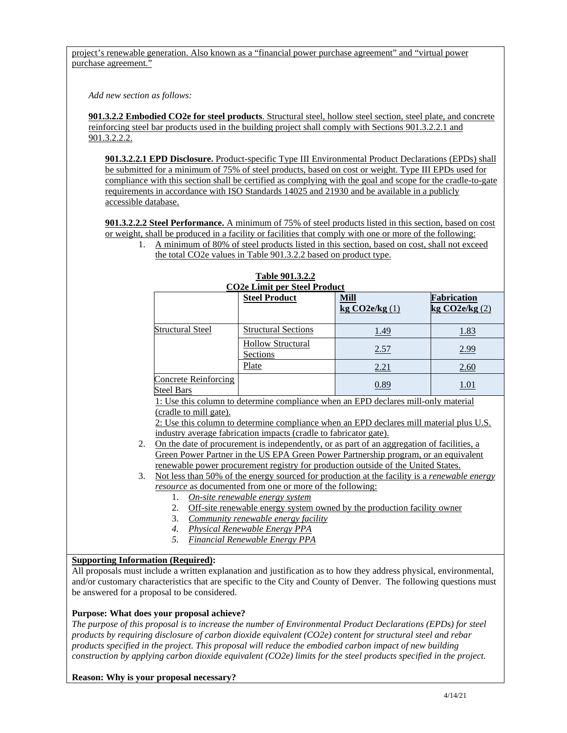project's renewable generation. Also known as a "financial power purchase agreement" and "virtual power purchase agreement."

*Add new section as follows:*

**901.3.2.2 Embodied CO2e for steel products**. Structural steel, hollow steel section, steel plate, and concrete reinforcing steel bar products used in the building project shall comply with Sections 901.3.2.2.1 and 901.3.2.2.2.

**901.3.2.2.1 EPD Disclosure.** Product-specific Type III Environmental Product Declarations (EPDs) shall be submitted for a minimum of 75% of steel products, based on cost or weight. Type III EPDs used for compliance with this section shall be certified as complying with the goal and scope for the cradle-to-gate requirements in accordance with ISO Standards 14025 and 21930 and be available in a publicly accessible database.

**901.3.2.2.2 Steel Performance.** A minimum of 75% of steel products listed in this section, based on cost or weight, shall be produced in a facility or facilities that comply with one or more of the following:

1. A minimum of 80% of steel products listed in this section, based on cost, shall not exceed the total CO2e values in Table 901.3.2.2 based on product type.

**Table 901.3.2.2**
**CO2e Limit per Steel Product**

| | **Steel Product** | **Mill kg CO2e/kg** (1) | **Fabrication kg CO2e/kg** (2) |
|---|---|---|---|
| Structural Steel | Structural Sections | 1.49 | 1.83 |
| | Hollow Structural Sections | 2.57 | 2.99 |
| | Plate | 2.21 | 2.60 |
| Concrete Reinforcing Steel Bars | | 0.89 | 1.01 |

1: Use this column to determine compliance when an EPD declares mill-only material (cradle to mill gate).
2: Use this column to determine compliance when an EPD declares mill material plus U.S. industry average fabrication impacts (cradle to fabricator gate).

2. On the date of procurement is independently, or as part of an aggregation of facilities, a Green Power Partner in the US EPA Green Power Partnership program, or an equivalent renewable power procurement registry for production outside of the United States.
3. Not less than 50% of the energy sourced for production at the facility is a *renewable energy resource* as documented from one or more of the following:
    1. *On-site renewable energy system*
    2. Off-site renewable energy system owned by the production facility owner
    3. *Community renewable energy facility*
    4. *Physical Renewable Energy PPA*
    5. *Financial Renewable Energy PPA*

**Supporting Information (Required):**
All proposals must include a written explanation and justification as to how they address physical, environmental, and/or customary characteristics that are specific to the City and County of Denver. The following questions must be answered for a proposal to be considered.

**Purpose: What does your proposal achieve?**
*The purpose of this proposal is to increase the number of Environmental Product Declarations (EPDs) for steel products by requiring disclosure of carbon dioxide equivalent (CO2e) content for structural steel and rebar products specified in the project. This proposal will reduce the embodied carbon impact of new building construction by applying carbon dioxide equivalent (CO2e) limits for the steel products specified in the project.*

**Reason: Why is your proposal necessary?**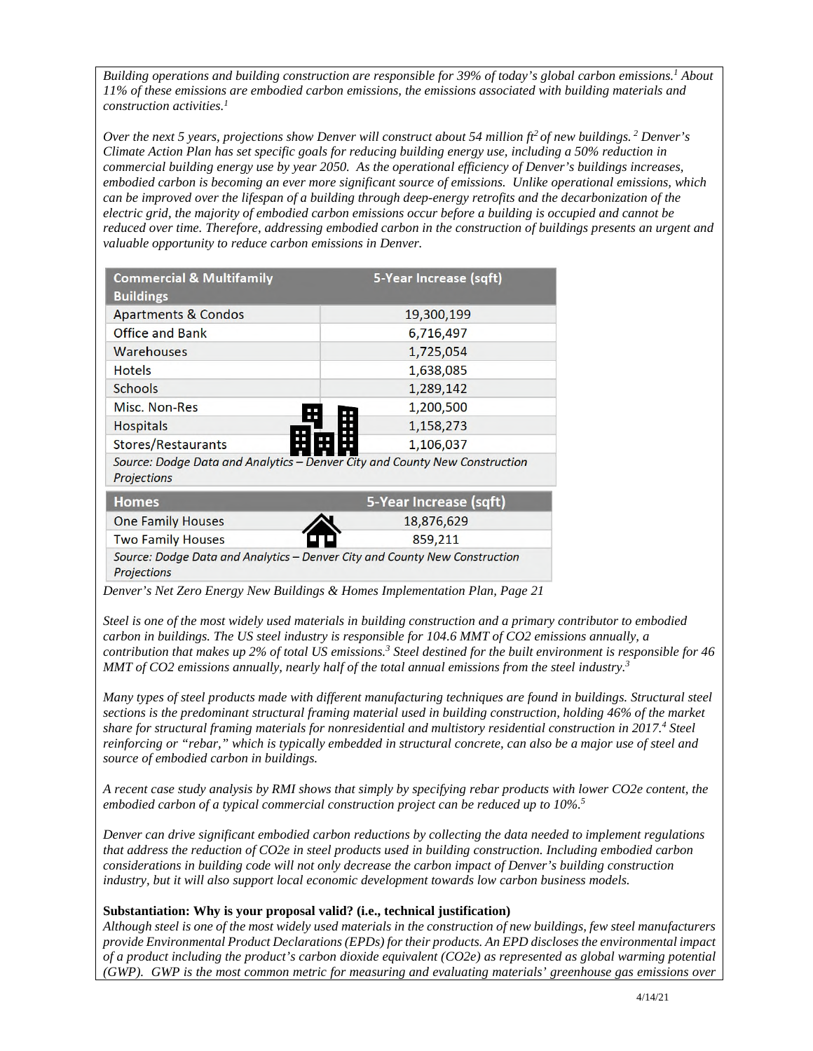*Building operations and building construction are responsible for 39% of today's global carbon emissions.[1] About 11% of these emissions are embodied carbon emissions, the emissions associated with building materials and construction activities.[1]*

*Over the next 5 years, projections show Denver will construct about 54 million ft$^2$ of new buildings.[2] Denver's Climate Action Plan has set specific goals for reducing building energy use, including a 50% reduction in commercial building energy use by year 2050. As the operational efficiency of Denver's buildings increases, embodied carbon is becoming an ever more significant source of emissions. Unlike operational emissions, which can be improved over the lifespan of a building through deep-energy retrofits and the decarbonization of the electric grid, the majority of embodied carbon emissions occur before a building is occupied and cannot be reduced over time. Therefore, addressing embodied carbon in the construction of buildings presents an urgent and valuable opportunity to reduce carbon emissions in Denver.*

| Commercial & Multifamily Buildings | 5-Year Increase (sqft) |
|---|---|
| Apartments & Condos | 19,300,199 |
| Office and Bank | 6,716,497 |
| Warehouses | 1,725,054 |
| Hotels | 1,638,085 |
| Schools | 1,289,142 |
| Misc. Non-Res | 1,200,500 |
| Hospitals | 1,158,273 |
| Stores/Restaurants | 1,106,037 |
| *Source: Dodge Data and Analytics – Denver City and County New Construction Projections* | |

| Homes | 5-Year Increase (sqft) |
|---|---|
| One Family Houses | 18,876,629 |
| Two Family Houses | 859,211 |
| *Source: Dodge Data and Analytics – Denver City and County New Construction Projections* | |

*Denver's Net Zero Energy New Buildings & Homes Implementation Plan, Page 21*

*Steel is one of the most widely used materials in building construction and a primary contributor to embodied carbon in buildings. The US steel industry is responsible for 104.6 MMT of CO2 emissions annually, a contribution that makes up 2% of total US emissions.[3] Steel destined for the built environment is responsible for 46 MMT of CO2 emissions annually, nearly half of the total annual emissions from the steel industry.[3]*

*Many types of steel products made with different manufacturing techniques are found in buildings. Structural steel sections is the predominant structural framing material used in building construction, holding 46% of the market share for structural framing materials for nonresidential and multistory residential construction in 2017.[4] Steel reinforcing or "rebar," which is typically embedded in structural concrete, can also be a major use of steel and source of embodied carbon in buildings.*

*A recent case study analysis by RMI shows that simply by specifying rebar products with lower CO2e content, the embodied carbon of a typical commercial construction project can be reduced up to 10%.[5]*

*Denver can drive significant embodied carbon reductions by collecting the data needed to implement regulations that address the reduction of CO2e in steel products used in building construction. Including embodied carbon considerations in building code will not only decrease the carbon impact of Denver's building construction industry, but it will also support local economic development towards low carbon business models.*

**Substantiation: Why is your proposal valid? (i.e., technical justification)**

*Although steel is one of the most widely used materials in the construction of new buildings, few steel manufacturers provide Environmental Product Declarations (EPDs) for their products. An EPD discloses the environmental impact of a product including the product's carbon dioxide equivalent (CO2e) as represented as global warming potential (GWP). GWP is the most common metric for measuring and evaluating materials' greenhouse gas emissions over*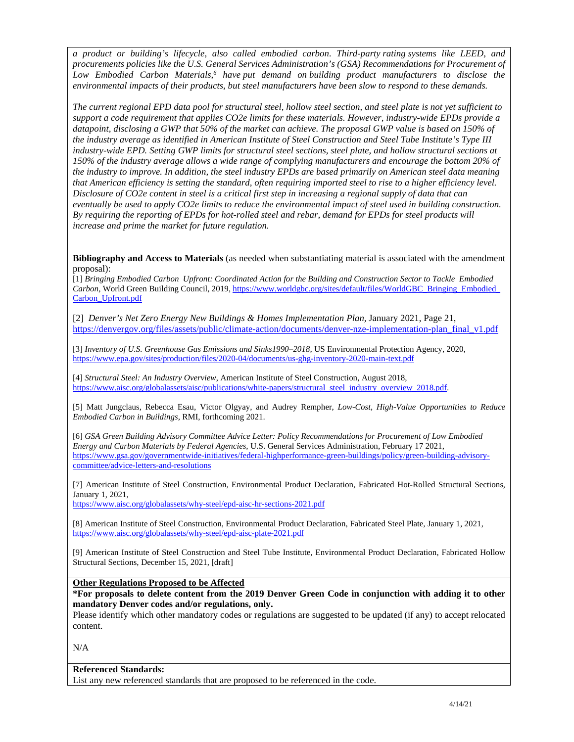*a product or building's lifecycle, also called embodied carbon. Third-party rating systems like LEED, and procurements policies like the U.S. General Services Administration's (GSA) Recommendations for Procurement of Low Embodied Carbon Materials,[6] have put demand on building product manufacturers to disclose the environmental impacts of their products, but steel manufacturers have been slow to respond to these demands.*

*The current regional EPD data pool for structural steel, hollow steel section, and steel plate is not yet sufficient to support a code requirement that applies CO2e limits for these materials. However, industry-wide EPDs provide a datapoint, disclosing a GWP that 50% of the market can achieve. The proposal GWP value is based on 150% of the industry average as identified in American Institute of Steel Construction and Steel Tube Institute's Type III industry-wide EPD. Setting GWP limits for structural steel sections, steel plate, and hollow structural sections at 150% of the industry average allows a wide range of complying manufacturers and encourage the bottom 20% of the industry to improve. In addition, the steel industry EPDs are based primarily on American steel data meaning that American efficiency is setting the standard, often requiring imported steel to rise to a higher efficiency level. Disclosure of CO2e content in steel is a critical first step in increasing a regional supply of data that can eventually be used to apply CO2e limits to reduce the environmental impact of steel used in building construction. By requiring the reporting of EPDs for hot-rolled steel and rebar, demand for EPDs for steel products will increase and prime the market for future regulation.*

**Bibliography and Access to Materials** (as needed when substantiating material is associated with the amendment proposal):

[1] *Bringing Embodied Carbon Upfront: Coordinated Action for the Building and Construction Sector to Tackle Embodied Carbon,* World Green Building Council, 2019, https://www.worldgbc.org/sites/default/files/WorldGBC_Bringing_Embodied_Carbon_Upfront.pdf

[2] *Denver's Net Zero Energy New Buildings & Homes Implementation Plan,* January 2021, Page 21, https://denvergov.org/files/assets/public/climate-action/documents/denver-nze-implementation-plan_final_v1.pdf

[3] *Inventory of U.S. Greenhouse Gas Emissions and Sinks1990–2018,* US Environmental Protection Agency, 2020, https://www.epa.gov/sites/production/files/2020-04/documents/us-ghg-inventory-2020-main-text.pdf

[4] *Structural Steel: An Industry Overview,* American Institute of Steel Construction, August 2018, https://www.aisc.org/globalassets/aisc/publications/white-papers/structural_steel_industry_overview_2018.pdf.

[5] Matt Jungclaus, Rebecca Esau, Victor Olgyay, and Audrey Rempher, *Low-Cost, High-Value Opportunities to Reduce Embodied Carbon in Buildings,* RMI, forthcoming 2021.

[6] *GSA Green Building Advisory Committee Advice Letter: Policy Recommendations for Procurement of Low Embodied Energy and Carbon Materials by Federal Agencies,* U.S. General Services Administration, February 17 2021, https://www.gsa.gov/governmentwide-initiatives/federal-highperformance-green-buildings/policy/green-building-advisory-committee/advice-letters-and-resolutions

[7] American Institute of Steel Construction, Environmental Product Declaration, Fabricated Hot-Rolled Structural Sections, January 1, 2021, https://www.aisc.org/globalassets/why-steel/epd-aisc-hr-sections-2021.pdf

[8] American Institute of Steel Construction, Environmental Product Declaration, Fabricated Steel Plate, January 1, 2021, https://www.aisc.org/globalassets/why-steel/epd-aisc-plate-2021.pdf

[9] American Institute of Steel Construction and Steel Tube Institute, Environmental Product Declaration, Fabricated Hollow Structural Sections, December 15, 2021, [draft]

**Other Regulations Proposed to be Affected**

**\*For proposals to delete content from the 2019 Denver Green Code in conjunction with adding it to other mandatory Denver codes and/or regulations, only.**

Please identify which other mandatory codes or regulations are suggested to be updated (if any) to accept relocated content.

N/A

**Referenced Standards:**

List any new referenced standards that are proposed to be referenced in the code.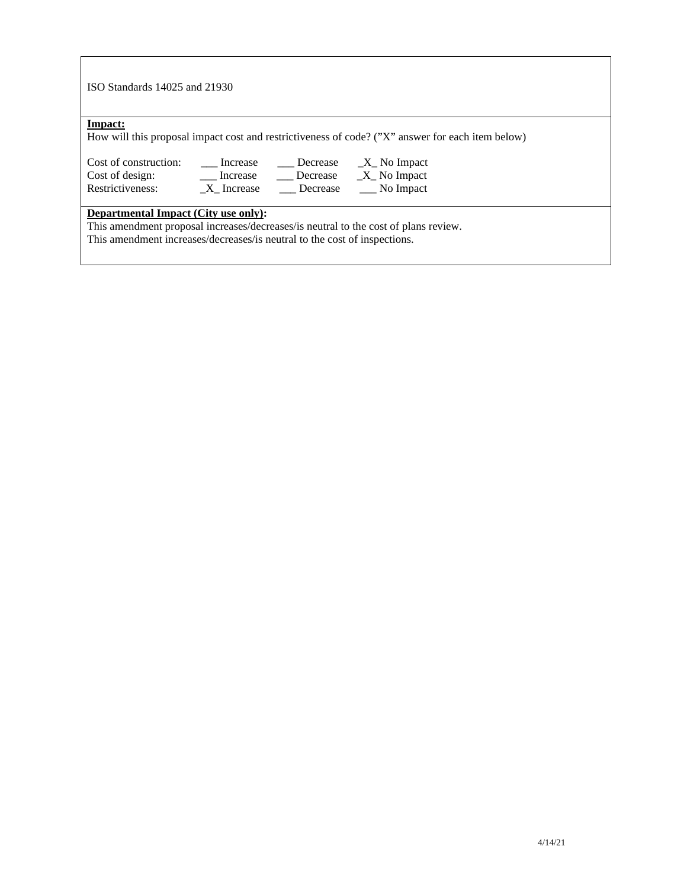ISO Standards 14025 and 21930

**Impact:**

How will this proposal impact cost and restrictiveness of code? (”X” answer for each item below)

| | | | |
|---|---|---|---|
| Cost of construction: | ___ Increase | ___ Decrease | _X_ No Impact |
| Cost of design: | ___ Increase | ___ Decrease | _X_ No Impact |
| Restrictiveness: | _X_ Increase | ___ Decrease | ___ No Impact |

**Departmental Impact (City use only):**

This amendment proposal increases/decreases/is neutral to the cost of plans review.

This amendment increases/decreases/is neutral to the cost of inspections.